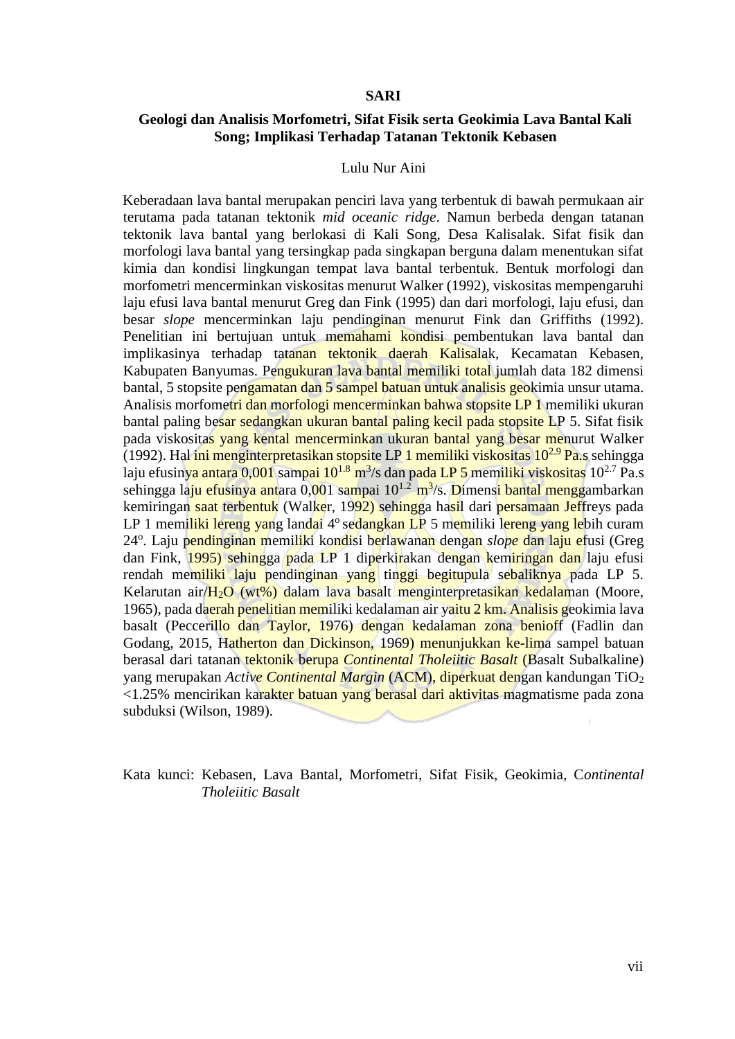# SARI

## Geologi dan Analisis Morfometri, Sifat Fisik serta Geokimia Lava Bantal Kali Song; Implikasi Terhadap Tatanan Tektonik Kebasen

Lulu Nur Aini

Keberadaan lava bantal merupakan penciri lava yang terbentuk di bawah permukaan air terutama pada tatanan tektonik *mid oceanic ridge*. Namun berbeda dengan tatanan tektonik lava bantal yang berlokasi di Kali Song, Desa Kalisalak. Sifat fisik dan morfologi lava bantal yang tersingkap pada singkapan berguna dalam menentukan sifat kimia dan kondisi lingkungan tempat lava bantal terbentuk. Bentuk morfologi dan morfometri mencerminkan viskositas menurut Walker (1992), viskositas mempengaruhi laju efusi lava bantal menurut Greg dan Fink (1995) dan dari morfologi, laju efusi, dan besar *slope* mencerminkan laju pendinginan menurut Fink dan Griffiths (1992). Penelitian ini bertujuan untuk memahami kondisi pembentukan lava bantal dan implikasinya terhadap tatanan tektonik daerah Kalisalak, Kecamatan Kebasen, Kabupaten Banyumas. Pengukuran lava bantal memiliki total jumlah data 182 dimensi bantal, 5 stopsite pengamatan dan 5 sampel batuan untuk analisis geokimia unsur utama. Analisis morfometri dan morfologi mencerminkan bahwa stopsite LP 1 memiliki ukuran bantal paling besar sedangkan ukuran bantal paling kecil pada stopsite LP 5. Sifat fisik pada viskositas yang kental mencerminkan ukuran bantal yang besar menurut Walker (1992). Hal ini menginterpretasikan stopsite LP 1 memiliki viskositas $10^{2.9}$ Pa.s sehingga laju efusinya antara 0,001 sampai $10^{1.8}$ $m^3/s$ dan pada LP 5 memiliki viskositas $10^{2.7}$ Pa.s sehingga laju efusinya antara 0,001 sampai $10^{1.2}$ $m^3/s$. Dimensi bantal menggambarkan kemiringan saat terbentuk (Walker, 1992) sehingga hasil dari persamaan Jeffreys pada LP 1 memiliki lereng yang landai $4^o$ sedangkan LP 5 memiliki lereng yang lebih curam $24^o$. Laju pendinginan memiliki kondisi berlawanan dengan *slope* dan laju efusi (Greg dan Fink, 1995) sehingga pada LP 1 diperkirakan dengan kemiringan dan laju efusi rendah memiliki laju pendinginan yang tinggi begitupula sebaliknya pada LP 5. Kelarutan air/$H_2O$ (wt%) dalam lava basalt menginterpretasikan kedalaman (Moore, 1965), pada daerah penelitian memiliki kedalaman air yaitu 2 km. Analisis geokimia lava basalt (Peccerillo dan Taylor, 1976) dengan kedalaman zona benioff (Fadlin dan Godang, 2015, Hatherton dan Dickinson, 1969) menunjukkan ke-lima sampel batuan berasal dari tatanan tektonik berupa *Continental Tholeiitic Basalt* (Basalt Subalkaline) yang merupakan *Active Continental Margin* (ACM), diperkuat dengan kandungan $TiO_2$ <1.25% mencirikan karakter batuan yang berasal dari aktivitas magmatisme pada zona subduksi (Wilson, 1989).

Kata kunci: Kebasen, Lava Bantal, Morfometri, Sifat Fisik, Geokimia, C*ontinental Tholeiitic Basalt*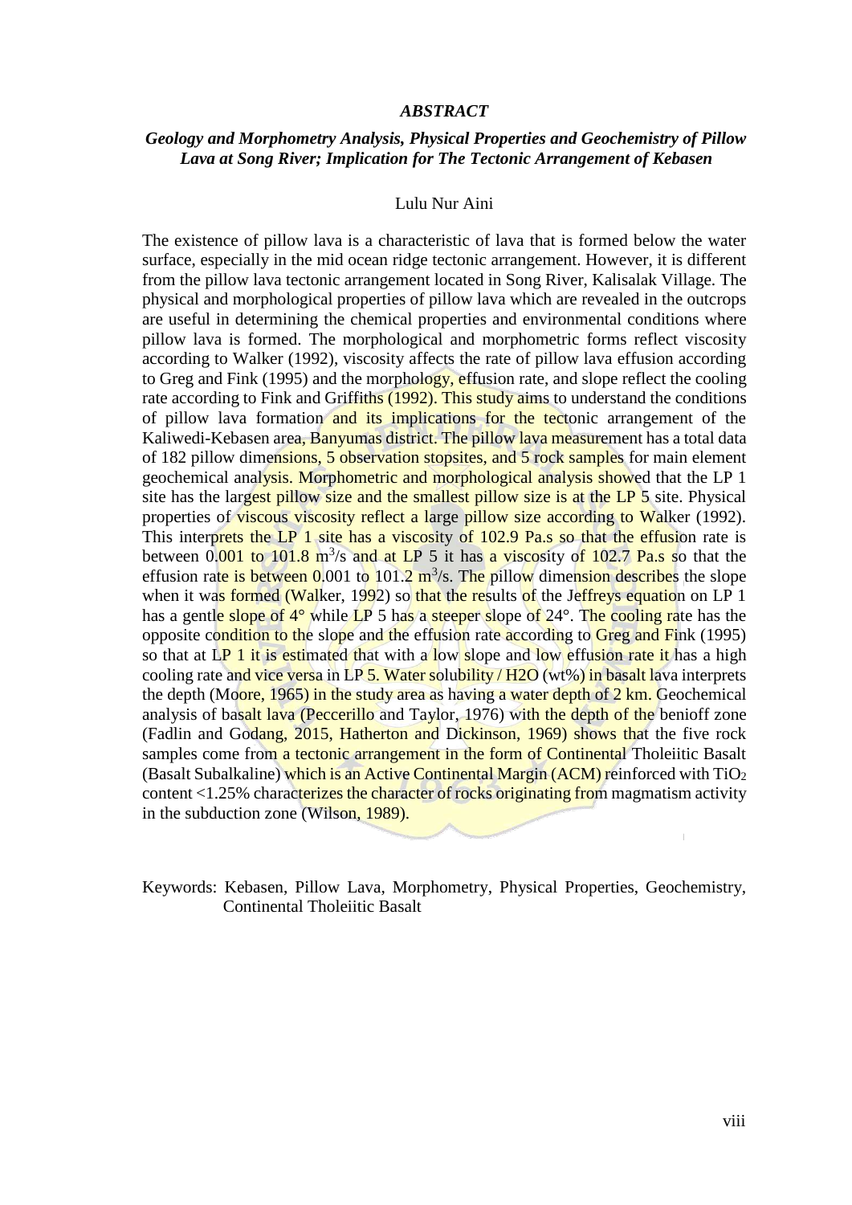***ABSTRACT***

***Geology and Morphometry Analysis, Physical Properties and Geochemistry of Pillow Lava at Song River; Implication for The Tectonic Arrangement of Kebasen***

Lulu Nur Aini

The existence of pillow lava is a characteristic of lava that is formed below the water surface, especially in the mid ocean ridge tectonic arrangement. However, it is different from the pillow lava tectonic arrangement located in Song River, Kalisalak Village. The physical and morphological properties of pillow lava which are revealed in the outcrops are useful in determining the chemical properties and environmental conditions where pillow lava is formed. The morphological and morphometric forms reflect viscosity according to Walker (1992), viscosity affects the rate of pillow lava effusion according to Greg and Fink (1995) and the morphology, effusion rate, and slope reflect the cooling rate according to Fink and Griffiths (1992). This study aims to understand the conditions of pillow lava formation and its implications for the tectonic arrangement of the Kaliwedi-Kebasen area, Banyumas district. The pillow lava measurement has a total data of 182 pillow dimensions, 5 observation stopsites, and 5 rock samples for main element geochemical analysis. Morphometric and morphological analysis showed that the LP 1 site has the largest pillow size and the smallest pillow size is at the LP 5 site. Physical properties of viscous viscosity reflect a large pillow size according to Walker (1992). This interprets the LP 1 site has a viscosity of 102.9 Pa.s so that the effusion rate is between 0.001 to 101.8 $m^3/s$ and at LP 5 it has a viscosity of 102.7 Pa.s so that the effusion rate is between 0.001 to 101.2 $m^3/s$. The pillow dimension describes the slope when it was formed (Walker, 1992) so that the results of the Jeffreys equation on LP 1 has a gentle slope of 4° while LP 5 has a steeper slope of 24°. The cooling rate has the opposite condition to the slope and the effusion rate according to Greg and Fink (1995) so that at LP 1 it is estimated that with a low slope and low effusion rate it has a high cooling rate and vice versa in LP 5. Water solubility / H2O (wt%) in basalt lava interprets the depth (Moore, 1965) in the study area as having a water depth of 2 km. Geochemical analysis of basalt lava (Peccerillo and Taylor, 1976) with the depth of the benioff zone (Fadlin and Godang, 2015, Hatherton and Dickinson, 1969) shows that the five rock samples come from a tectonic arrangement in the form of Continental Tholeiitic Basalt (Basalt Subalkaline) which is an Active Continental Margin (ACM) reinforced with $TiO_2$ content <1.25% characterizes the character of rocks originating from magmatism activity in the subduction zone (Wilson, 1989).

Keywords: Kebasen, Pillow Lava, Morphometry, Physical Properties, Geochemistry, Continental Tholeiitic Basalt